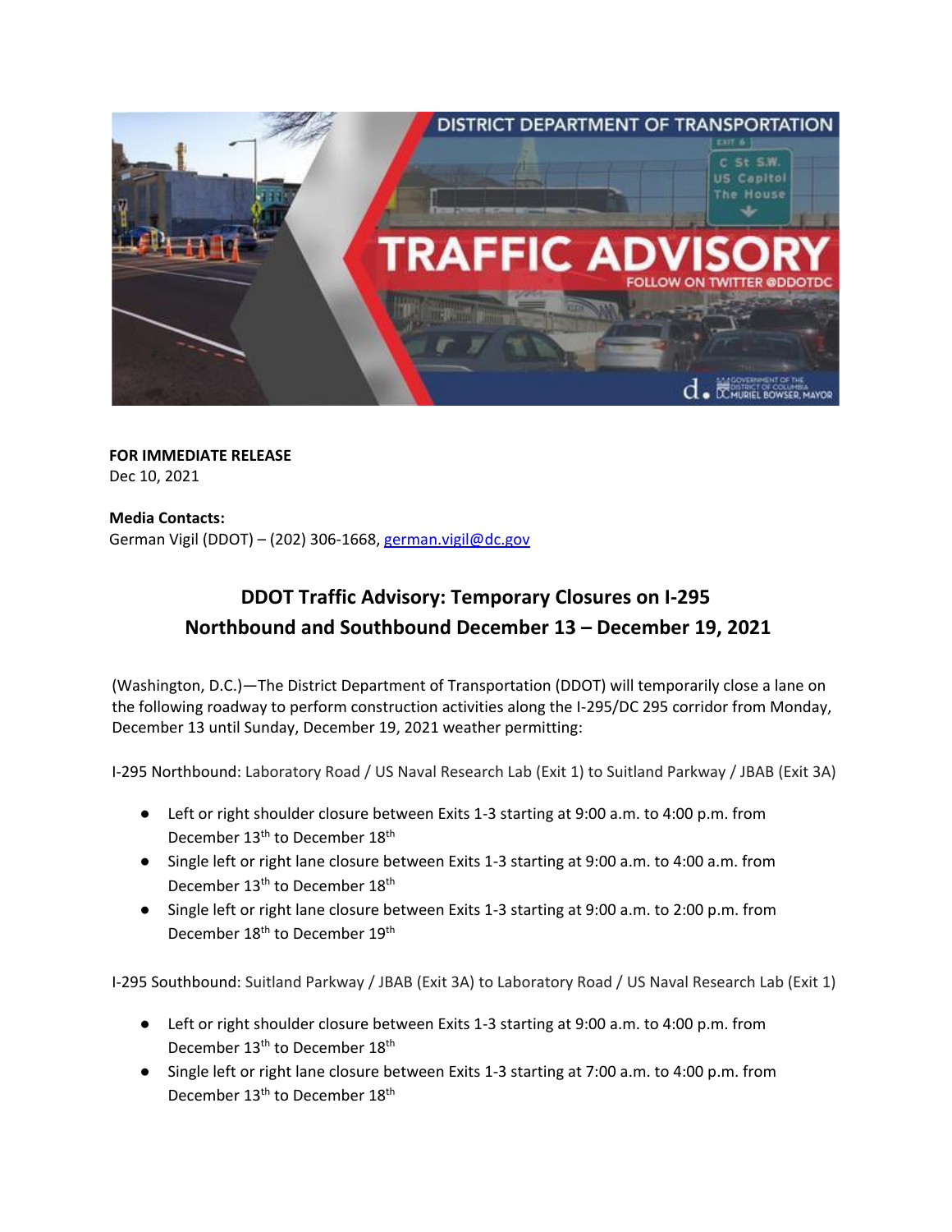**FOR IMMEDIATE RELEASE**
Dec 10, 2021

**Media Contacts:**
German Vigil (DDOT) – (202) 306-1668, german.vigil@dc.gov

## DDOT Traffic Advisory: Temporary Closures on I-295 Northbound and Southbound December 13 – December 19, 2021

(Washington, D.C.)—The District Department of Transportation (DDOT) will temporarily close a lane on the following roadway to perform construction activities along the I-295/DC 295 corridor from Monday, December 13 until Sunday, December 19, 2021 weather permitting:

I-295 Northbound: Laboratory Road / US Naval Research Lab (Exit 1) to Suitland Parkway / JBAB (Exit 3A)

- Left or right shoulder closure between Exits 1-3 starting at 9:00 a.m. to 4:00 p.m. from December 13th to December 18th
- Single left or right lane closure between Exits 1-3 starting at 9:00 a.m. to 4:00 a.m. from December 13th to December 18th
- Single left or right lane closure between Exits 1-3 starting at 9:00 a.m. to 2:00 p.m. from December 18th to December 19th

I-295 Southbound: Suitland Parkway / JBAB (Exit 3A) to Laboratory Road / US Naval Research Lab (Exit 1)

- Left or right shoulder closure between Exits 1-3 starting at 9:00 a.m. to 4:00 p.m. from December 13th to December 18th
- Single left or right lane closure between Exits 1-3 starting at 7:00 a.m. to 4:00 p.m. from December 13th to December 18th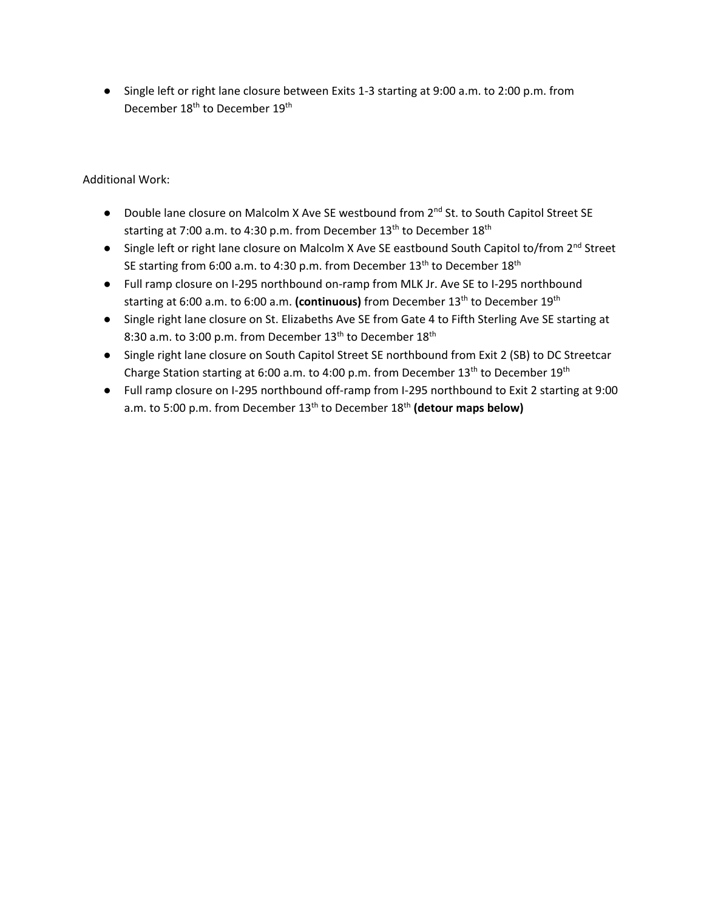- Single left or right lane closure between Exits 1-3 starting at 9:00 a.m. to 2:00 p.m. from December 18th to December 19th

Additional Work:

- Double lane closure on Malcolm X Ave SE westbound from 2nd St. to South Capitol Street SE starting at 7:00 a.m. to 4:30 p.m. from December 13th to December 18th
- Single left or right lane closure on Malcolm X Ave SE eastbound South Capitol to/from 2nd Street SE starting from 6:00 a.m. to 4:30 p.m. from December 13th to December 18th
- Full ramp closure on I-295 northbound on-ramp from MLK Jr. Ave SE to I-295 northbound starting at 6:00 a.m. to 6:00 a.m. **(continuous)** from December 13th to December 19th
- Single right lane closure on St. Elizabeths Ave SE from Gate 4 to Fifth Sterling Ave SE starting at 8:30 a.m. to 3:00 p.m. from December 13th to December 18th
- Single right lane closure on South Capitol Street SE northbound from Exit 2 (SB) to DC Streetcar Charge Station starting at 6:00 a.m. to 4:00 p.m. from December 13th to December 19th
- Full ramp closure on I-295 northbound off-ramp from I-295 northbound to Exit 2 starting at 9:00 a.m. to 5:00 p.m. from December 13th to December 18th **(detour maps below)**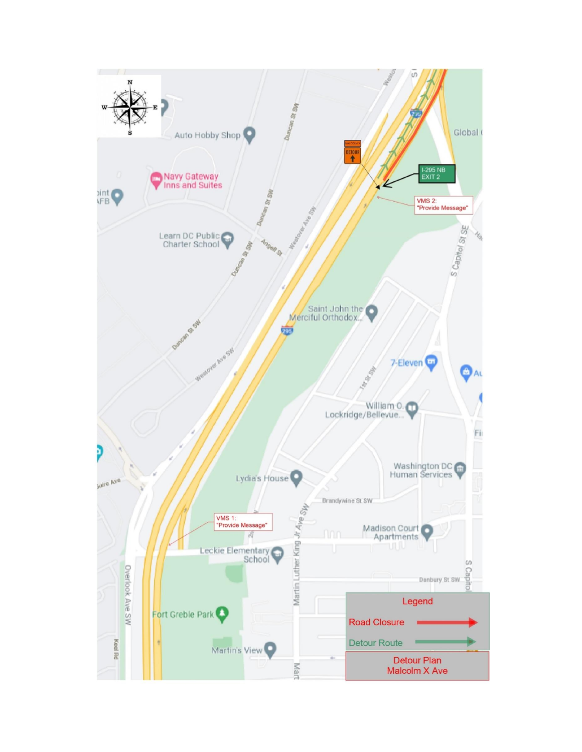I-295 NB EXIT 2

VMS 2:
"Provide Message"

VMS 1:
"Provide Message"

Legend

- Road Closure
- Detour Route

Detour Plan
Malcolm X Ave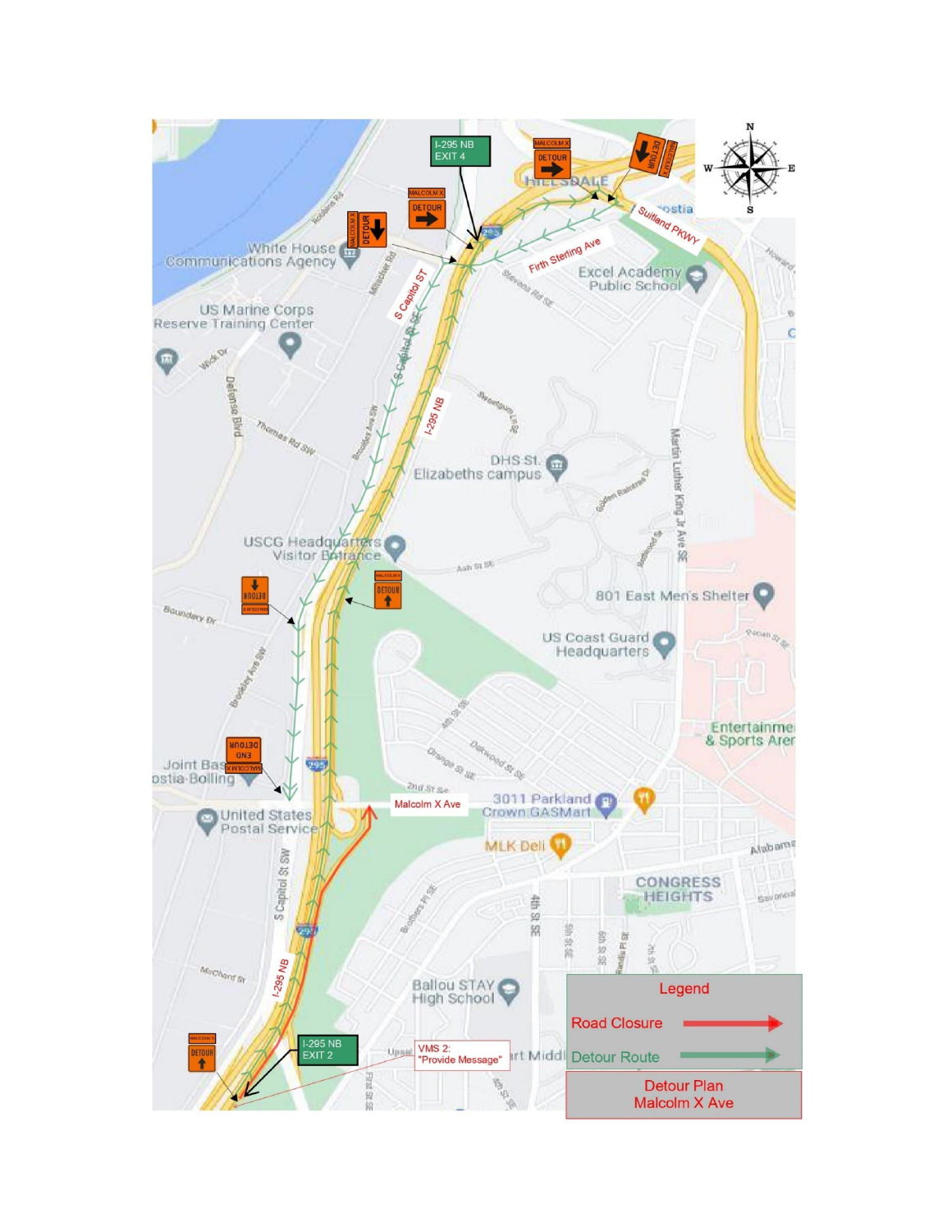I-295 NB EXIT 4

MALCOLM X DETOUR →

MALCOLM X DETOUR ↓

MALCOLM X DETOUR ↓

MALCOLM X DETOUR →

Suitland PKWY

Firth Sterling Ave

S Capitol ST

I-295 NB

MALCOLM X DETOUR ↑

MALCOLM X DETOUR ↓

MALCOLM X END DETOUR

Malcolm X Ave

I-295 NB

MALCOLM X DETOUR ↑

I-295 NB EXIT 2

VMS 2: "Provide Message"

| Legend | |
|---|---|
| Road Closure | (red arrow) |
| Detour Route | (green arrow) |

**Detour Plan Malcolm X Ave**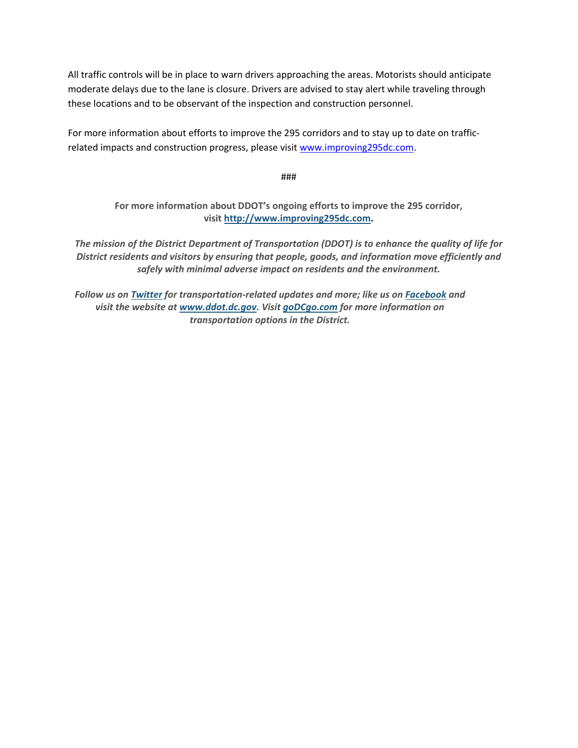All traffic controls will be in place to warn drivers approaching the areas. Motorists should anticipate moderate delays due to the lane is closure. Drivers are advised to stay alert while traveling through these locations and to be observant of the inspection and construction personnel.

For more information about efforts to improve the 295 corridors and to stay up to date on traffic-related impacts and construction progress, please visit www.improving295dc.com.

###

**For more information about DDOT's ongoing efforts to improve the 295 corridor, visit http://www.improving295dc.com.**

***The mission of the District Department of Transportation (DDOT) is to enhance the quality of life for District residents and visitors by ensuring that people, goods, and information move efficiently and safely with minimal adverse impact on residents and the environment.***

***Follow us on Twitter for transportation-related updates and more; like us on Facebook and visit the website at www.ddot.dc.gov. Visit goDCgo.com for more information on transportation options in the District.***